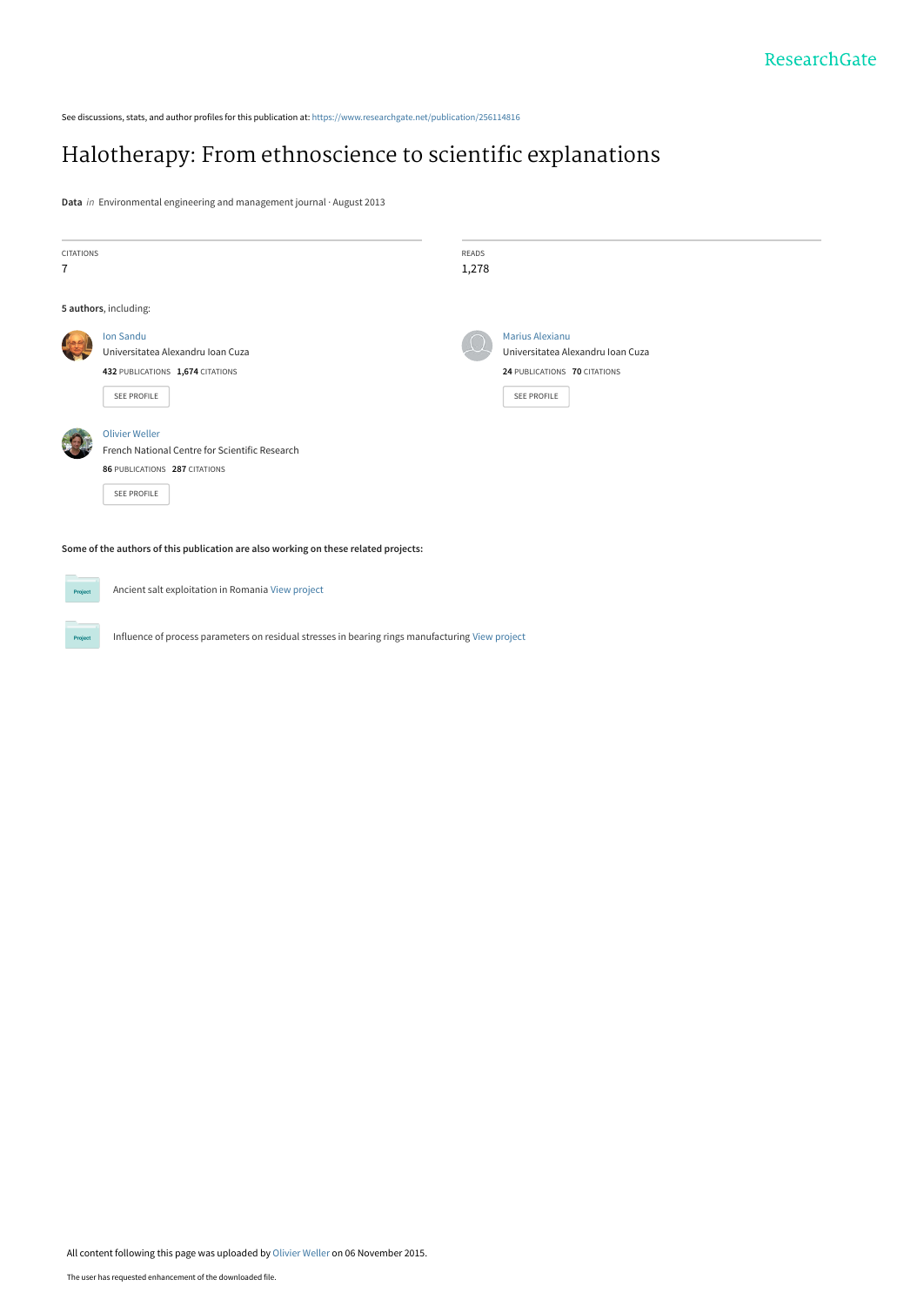See discussions, stats, and author profiles for this publication at: https://www.researchgate.net/publication/256114816

# Halotherapy: From ethnoscience to scientific explanations

**Data** *in* Environmental engineering and management journal · August 2013

| CITATIONS | READS |
|---|---|
| 7 | 1,278 |

**5 authors**, including:

Ion Sandu
Universitatea Alexandru Ioan Cuza
**432** PUBLICATIONS **1,674** CITATIONS
SEE PROFILE

Marius Alexianu
Universitatea Alexandru Ioan Cuza
**24** PUBLICATIONS **70** CITATIONS
SEE PROFILE

Olivier Weller
French National Centre for Scientific Research
**86** PUBLICATIONS **287** CITATIONS
SEE PROFILE

**Some of the authors of this publication are also working on these related projects:**

Ancient salt exploitation in Romania View project

Influence of process parameters on residual stresses in bearing rings manufacturing View project

All content following this page was uploaded by Olivier Weller on 06 November 2015.

The user has requested enhancement of the downloaded file.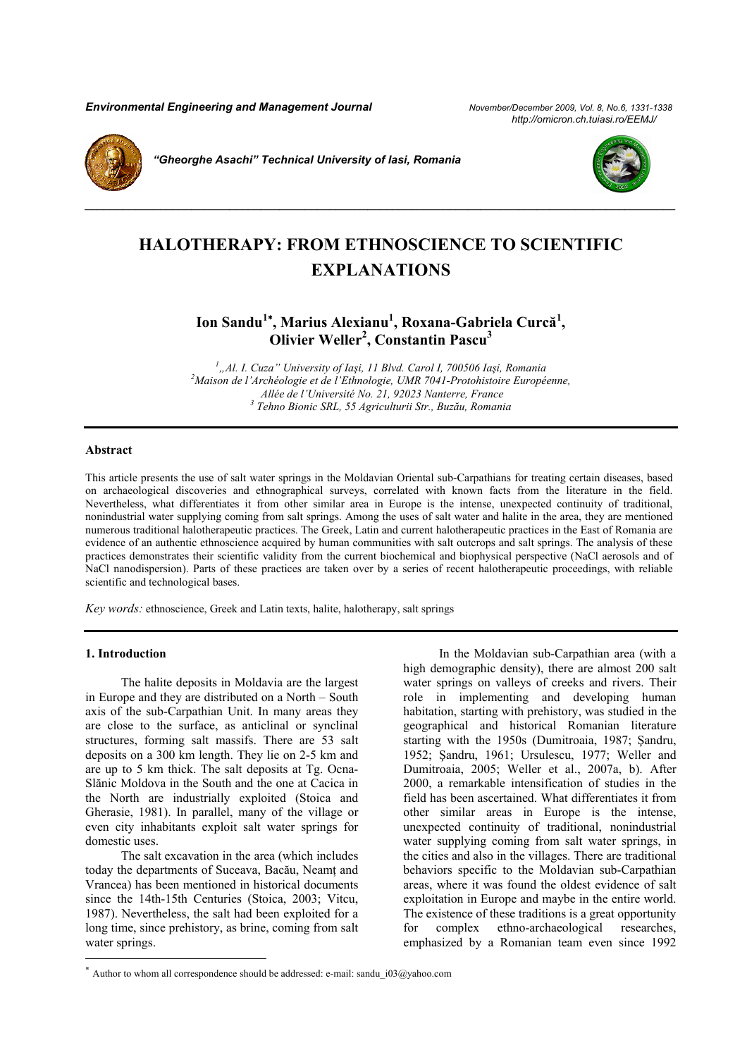# HALOTHERAPY: FROM ETHNOSCIENCE TO SCIENTIFIC EXPLANATIONS

**Ion Sandu[1*], Marius Alexianu[1], Roxana-Gabriela Curcă[1], Olivier Weller[2], Constantin Pascu[3]**

[1] „Al. I. Cuza" University of Iaşi, 11 Blvd. Carol I, 700506 Iaşi, Romania
[2] Maison de l'Archéologie et de l'Ethnologie, UMR 7041-Protohistoire Européenne, Allée de l'Université No. 21, 92023 Nanterre, France
[3] Tehno Bionic SRL, 55 Agriculturii Str., Buzău, Romania

## Abstract

This article presents the use of salt water springs in the Moldavian Oriental sub-Carpathians for treating certain diseases, based on archaeological discoveries and ethnographical surveys, correlated with known facts from the literature in the field. Nevertheless, what differentiates it from other similar area in Europe is the intense, unexpected continuity of traditional, nonindustrial water supplying coming from salt springs. Among the uses of salt water and halite in the area, they are mentioned numerous traditional halotherapeutic practices. The Greek, Latin and current halotherapeutic practices in the East of Romania are evidence of an authentic ethnoscience acquired by human communities with salt outcrops and salt springs. The analysis of these practices demonstrates their scientific validity from the current biochemical and biophysical perspective (NaCl aerosols and of NaCl nanodispersion). Parts of these practices are taken over by a series of recent halotherapeutic proceedings, with reliable scientific and technological bases.

*Key words:* ethnoscience, Greek and Latin texts, halite, halotherapy, salt springs

## 1. Introduction

The halite deposits in Moldavia are the largest in Europe and they are distributed on a North – South axis of the sub-Carpathian Unit. In many areas they are close to the surface, as anticlinal or synclinal structures, forming salt massifs. There are 53 salt deposits on a 300 km length. They lie on 2-5 km and are up to 5 km thick. The salt deposits at Tg. Ocna-Slănic Moldova in the South and the one at Cacica in the North are industrially exploited (Stoica and Gherasie, 1981). In parallel, many of the village or even city inhabitants exploit salt water springs for domestic uses.

The salt excavation in the area (which includes today the departments of Suceava, Bacău, Neamţ and Vrancea) has been mentioned in historical documents since the 14th-15th Centuries (Stoica, 2003; Vitcu, 1987). Nevertheless, the salt had been exploited for a long time, since prehistory, as brine, coming from salt water springs.

In the Moldavian sub-Carpathian area (with a high demographic density), there are almost 200 salt water springs on valleys of creeks and rivers. Their role in implementing and developing human habitation, starting with prehistory, was studied in the geographical and historical Romanian literature starting with the 1950s (Dumitroaia, 1987; Şandru, 1952; Şandru, 1961; Ursulescu, 1977; Weller and Dumitroaia, 2005; Weller et al., 2007a, b). After 2000, a remarkable intensification of studies in the field has been ascertained. What differentiates it from other similar areas in Europe is the intense, unexpected continuity of traditional, nonindustrial water supplying coming from salt water springs, in the cities and also in the villages. There are traditional behaviors specific to the Moldavian sub-Carpathian areas, where it was found the oldest evidence of salt exploitation in Europe and maybe in the entire world. The existence of these traditions is a great opportunity for complex ethno-archaeological researches, emphasized by a Romanian team even since 1992

* Author to whom all correspondence should be addressed: e-mail: sandu_i03@yahoo.com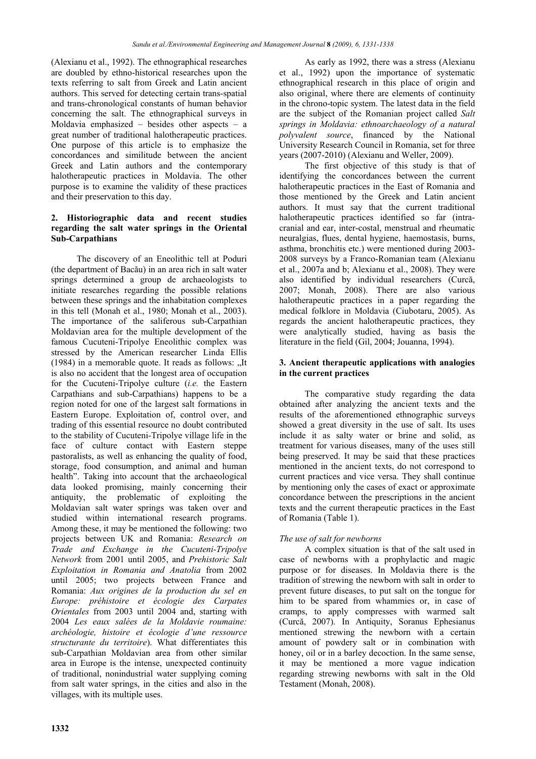(Alexianu et al., 1992). The ethnographical researches are doubled by ethno-historical researches upon the texts referring to salt from Greek and Latin ancient authors. This served for detecting certain trans-spatial and trans-chronological constants of human behavior concerning the salt. The ethnographical surveys in Moldavia emphasized – besides other aspects – a great number of traditional halotherapeutic practices. One purpose of this article is to emphasize the concordances and similitude between the ancient Greek and Latin authors and the contemporary halotherapeutic practices in Moldavia. The other purpose is to examine the validity of these practices and their preservation to this day.

## 2. Historiographic data and recent studies regarding the salt water springs in the Oriental Sub-Carpathians

The discovery of an Eneolithic tell at Poduri (the department of Bacău) in an area rich in salt water springs determined a group de archaeologists to initiate researches regarding the possible relations between these springs and the inhabitation complexes in this tell (Monah et al., 1980; Monah et al., 2003). The importance of the saliferous sub-Carpathian Moldavian area for the multiple development of the famous Cucuteni-Tripolye Eneolithic complex was stressed by the American researcher Linda Ellis (1984) in a memorable quote. It reads as follows: „It is also no accident that the longest area of occupation for the Cucuteni-Tripolye culture (*i.e.* the Eastern Carpathians and sub-Carpathians) happens to be a region noted for one of the largest salt formations in Eastern Europe. Exploitation of, control over, and trading of this essential resource no doubt contributed to the stability of Cucuteni-Tripolye village life in the face of culture contact with Eastern steppe pastoralists, as well as enhancing the quality of food, storage, food consumption, and animal and human health". Taking into account that the archaeological data looked promising, mainly concerning their antiquity, the problematic of exploiting the Moldavian salt water springs was taken over and studied within international research programs. Among these, it may be mentioned the following: two projects between UK and Romania: *Research on Trade and Exchange in the Cucuteni-Tripolye Network* from 2001 until 2005, and *Prehistoric Salt Exploitation in Romania and Anatolia* from 2002 until 2005; two projects between France and Romania: *Aux origines de la production du sel en Europe: préhistoire et écologie des Carpates Orientales* from 2003 until 2004 and, starting with 2004 *Les eaux salées de la Moldavie roumaine: archéologie, histoire et écologie d'une ressource structurante du territoire*). What differentiates this sub-Carpathian Moldavian area from other similar area in Europe is the intense, unexpected continuity of traditional, nonindustrial water supplying coming from salt water springs, in the cities and also in the villages, with its multiple uses.

As early as 1992, there was a stress (Alexianu et al., 1992) upon the importance of systematic ethnographical research in this place of origin and also original, where there are elements of continuity in the chrono-topic system. The latest data in the field are the subject of the Romanian project called *Salt springs in Moldavia: ethnoarchaeology of a natural polyvalent source*, financed by the National University Research Council in Romania, set for three years (2007-2010) (Alexianu and Weller, 2009).

The first objective of this study is that of identifying the concordances between the current halotherapeutic practices in the East of Romania and those mentioned by the Greek and Latin ancient authors. It must say that the current traditional halotherapeutic practices identified so far (intra-cranial and ear, inter-costal, menstrual and rheumatic neuralgias, flues, dental hygiene, haemostasis, burns, asthma, bronchitis etc.) were mentioned during 2003-2008 surveys by a Franco-Romanian team (Alexianu et al., 2007a and b; Alexianu et al., 2008). They were also identified by individual researchers (Curcă, 2007; Monah, 2008). There are also various halotherapeutic practices in a paper regarding the medical folklore in Moldavia (Ciubotaru, 2005). As regards the ancient halotherapeutic practices, they were analytically studied, having as basis the literature in the field (Gil, 2004; Jouanna, 1994).

## 3. Ancient therapeutic applications with analogies in the current practices

The comparative study regarding the data obtained after analyzing the ancient texts and the results of the aforementioned ethnographic surveys showed a great diversity in the use of salt. Its uses include it as salty water or brine and solid, as treatment for various diseases, many of the uses still being preserved. It may be said that these practices mentioned in the ancient texts, do not correspond to current practices and vice versa. They shall continue by mentioning only the cases of exact or approximate concordance between the prescriptions in the ancient texts and the current therapeutic practices in the East of Romania (Table 1).

### *The use of salt for newborns*

A complex situation is that of the salt used in case of newborns with a prophylactic and magic purpose or for diseases. In Moldavia there is the tradition of strewing the newborn with salt in order to prevent future diseases, to put salt on the tongue for him to be spared from whammies or, in case of cramps, to apply compresses with warmed salt (Curcă, 2007). In Antiquity, Soranus Ephesianus mentioned strewing the newborn with a certain amount of powdery salt or in combination with honey, oil or in a barley decoction. In the same sense, it may be mentioned a more vague indication regarding strewing newborns with salt in the Old Testament (Monah, 2008).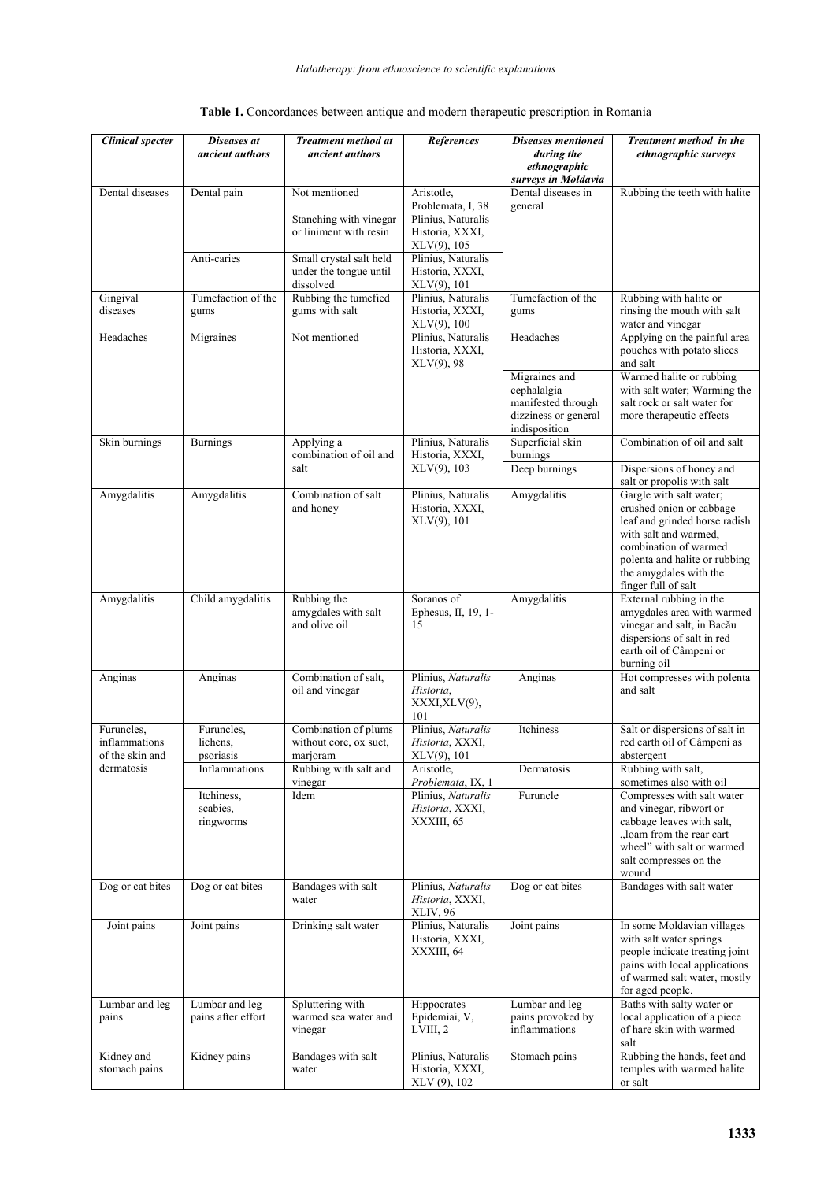**Table 1.** Concordances between antique and modern therapeutic prescription in Romania

| *Clinical specter* | *Diseases at ancient authors* | *Treatment method at ancient authors* | *References* | *Diseases mentioned during the ethnographic surveys in Moldavia* | *Treatment method in the ethnographic surveys* |
|---|---|---|---|---|---|
| Dental diseases | Dental pain | Not mentioned | Aristotle, Problemata, I, 38 | Dental diseases in general | Rubbing the teeth with halite |
| | | Stanching with vinegar or liniment with resin | Plinius, Naturalis Historia, XXXI, XLV(9), 105 | | |
| | Anti-caries | Small crystal salt held under the tongue until dissolved | Plinius, Naturalis Historia, XXXI, XLV(9), 101 | | |
| Gingival diseases | Tumefaction of the gums | Rubbing the tumefied gums with salt | Plinius, Naturalis Historia, XXXI, XLV(9), 100 | Tumefaction of the gums | Rubbing with halite or rinsing the mouth with salt water and vinegar |
| Headaches | Migraines | Not mentioned | Plinius, Naturalis Historia, XXXI, XLV(9), 98 | Headaches | Applying on the painful area pouches with potato slices and salt |
| | | | | Migraines and cephalalgia manifested through dizziness or general indisposition | Warmed halite or rubbing with salt water; Warming the salt rock or salt water for more therapeutic effects |
| Skin burnings | Burnings | Applying a combination of oil and salt | Plinius, Naturalis Historia, XXXI, XLV(9), 103 | Superficial skin burnings | Combination of oil and salt |
| | | | | Deep burnings | Dispersions of honey and salt or propolis with salt |
| Amygdalitis | Amygdalitis | Combination of salt and honey | Plinius, Naturalis Historia, XXXI, XLV(9), 101 | Amygdalitis | Gargle with salt water; crushed onion or cabbage leaf and grinded horse radish with salt and warmed, combination of warmed polenta and halite or rubbing the amygdales with the finger full of salt |
| Amygdalitis | Child amygdalitis | Rubbing the amygdales with salt and olive oil | Soranos of Ephesus, II, 19, 1-15 | Amygdalitis | External rubbing in the amygdales area with warmed vinegar and salt, in Bacău dispersions of salt in red earth oil of Câmpeni or burning oil |
| Anginas | Anginas | Combination of salt, oil and vinegar | Plinius, *Naturalis Historia*, XXXI,XLV(9), 101 | Anginas | Hot compresses with polenta and salt |
| Furuncles, inflammations of the skin and dermatosis | Furuncles, lichens, psoriasis | Combination of plums without core, ox suet, marjoram | Plinius, *Naturalis Historia*, XXXI, XLV(9), 101 | Itchiness | Salt or dispersions of salt in red earth oil of Câmpeni as abstergent |
| | Inflammations | Rubbing with salt and vinegar | Aristotle, *Problemata*, IX, 1 | Dermatosis | Rubbing with salt, sometimes also with oil |
| | Itchiness, scabies, ringworms | Idem | Plinius, *Naturalis Historia*, XXXI, XXXIII, 65 | Furuncle | Compresses with salt water and vinegar, ribwort or cabbage leaves with salt, „loam from the rear cart wheel" with salt or warmed salt compresses on the wound |
| Dog or cat bites | Dog or cat bites | Bandages with salt water | Plinius, *Naturalis Historia*, XXXI, XLIV, 96 | Dog or cat bites | Bandages with salt water |
| Joint pains | Joint pains | Drinking salt water | Plinius, Naturalis Historia, XXXI, XXXIII, 64 | Joint pains | In some Moldavian villages with salt water springs people indicate treating joint pains with local applications of warmed salt water, mostly for aged people. |
| Lumbar and leg pains | Lumbar and leg pains after effort | Spluttering with warmed sea water and vinegar | Hippocrates Epidemiai, V, LVIII, 2 | Lumbar and leg pains provoked by inflammations | Baths with salty water or local application of a piece of hare skin with warmed salt |
| Kidney and stomach pains | Kidney pains | Bandages with salt water | Plinius, Naturalis Historia, XXXI, XLV (9), 102 | Stomach pains | Rubbing the hands, feet and temples with warmed halite or salt |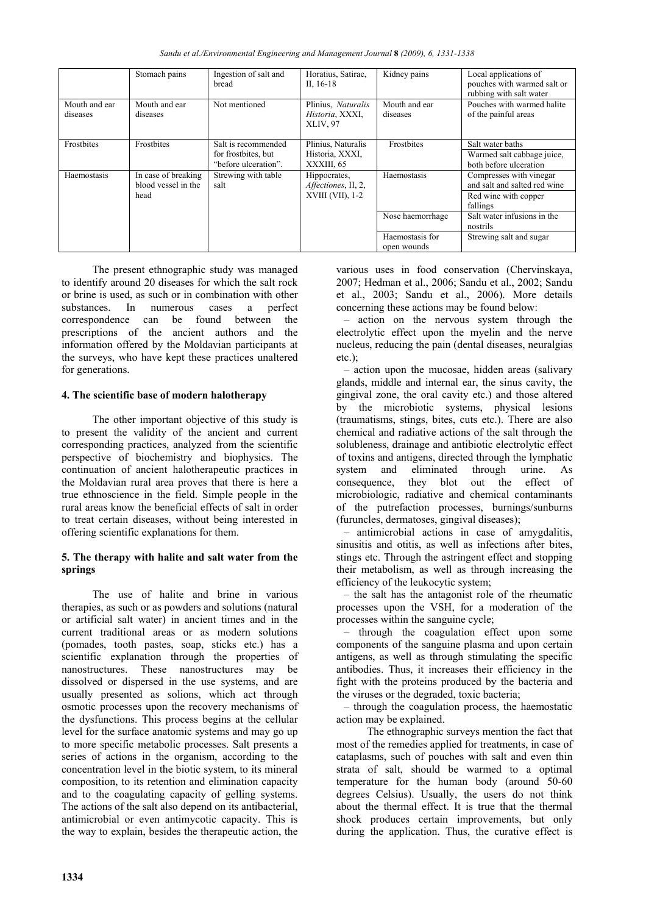| | Stomach pains | Ingestion of salt and bread | Horatius, Satirae, II, 16-18 | Kidney pains | Local applications of pouches with warmed salt or rubbing with salt water |
|---|---|---|---|---|---|
| Mouth and ear diseases | Mouth and ear diseases | Not mentioned | Plinius, *Naturalis Historia*, XXXI, XLIV, 97 | Mouth and ear diseases | Pouches with warmed halite of the painful areas |
| Frostbites | Frostbites | Salt is recommended for frostbites, but "before ulceration". | Plinius, Naturalis Historia, XXXI, XXXIII, 65 | Frostbites | Salt water baths |
| | | | | | Warmed salt cabbage juice, both before ulceration |
| Haemostasis | In case of breaking blood vessel in the head | Strewing with table salt | Hippocrates, *Affectiones*, II, 2, XVIII (VII), 1-2 | Haemostasis | Compresses with vinegar and salt and salted red wine |
| | | | | | Red wine with copper fallings |
| | | | | Nose haemorrhage | Salt water infusions in the nostrils |
| | | | | Haemostasis for open wounds | Strewing salt and sugar |

The present ethnographic study was managed to identify around 20 diseases for which the salt rock or brine is used, as such or in combination with other substances. In numerous cases a perfect correspondence can be found between the prescriptions of the ancient authors and the information offered by the Moldavian participants at the surveys, who have kept these practices unaltered for generations.

## 4. The scientific base of modern halotherapy

The other important objective of this study is to present the validity of the ancient and current corresponding practices, analyzed from the scientific perspective of biochemistry and biophysics. The continuation of ancient halotherapeutic practices in the Moldavian rural area proves that there is here a true ethnoscience in the field. Simple people in the rural areas know the beneficial effects of salt in order to treat certain diseases, without being interested in offering scientific explanations for them.

## 5. The therapy with halite and salt water from the springs

The use of halite and brine in various therapies, as such or as powders and solutions (natural or artificial salt water) in ancient times and in the current traditional areas or as modern solutions (pomades, tooth pastes, soap, sticks etc.) has a scientific explanation through the properties of nanostructures. These nanostructures may be dissolved or dispersed in the use systems, and are usually presented as solions, which act through osmotic processes upon the recovery mechanisms of the dysfunctions. This process begins at the cellular level for the surface anatomic systems and may go up to more specific metabolic processes. Salt presents a series of actions in the organism, according to the concentration level in the biotic system, to its mineral composition, to its retention and elimination capacity and to the coagulating capacity of gelling systems. The actions of the salt also depend on its antibacterial, antimicrobial or even antimycotic capacity. This is the way to explain, besides the therapeutic action, the various uses in food conservation (Chervinskaya, 2007; Hedman et al., 2006; Sandu et al., 2002; Sandu et al., 2003; Sandu et al., 2006). More details concerning these actions may be found below:

– action on the nervous system through the electrolytic effect upon the myelin and the nerve nucleus, reducing the pain (dental diseases, neuralgias etc.);

– action upon the mucosae, hidden areas (salivary glands, middle and internal ear, the sinus cavity, the gingival zone, the oral cavity etc.) and those altered by the microbiotic systems, physical lesions (traumatisms, stings, bites, cuts etc.). There are also chemical and radiative actions of the salt through the solubleness, drainage and antibiotic electrolytic effect of toxins and antigens, directed through the lymphatic system and eliminated through urine. As consequence, they blot out the effect of microbiologic, radiative and chemical contaminants of the putrefaction processes, burnings/sunburns (furuncles, dermatoses, gingival diseases);

– antimicrobial actions in case of amygdalitis, sinusitis and otitis, as well as infections after bites, stings etc. Through the astringent effect and stopping their metabolism, as well as through increasing the efficiency of the leukocytic system;

– the salt has the antagonist role of the rheumatic processes upon the VSH, for a moderation of the processes within the sanguine cycle;

– through the coagulation effect upon some components of the sanguine plasma and upon certain antigens, as well as through stimulating the specific antibodies. Thus, it increases their efficiency in the fight with the proteins produced by the bacteria and the viruses or the degraded, toxic bacteria;

– through the coagulation process, the haemostatic action may be explained.

The ethnographic surveys mention the fact that most of the remedies applied for treatments, in case of cataplasms, such of pouches with salt and even thin strata of salt, should be warmed to a optimal temperature for the human body (around 50-60 degrees Celsius). Usually, the users do not think about the thermal effect. It is true that the thermal shock produces certain improvements, but only during the application. Thus, the curative effect is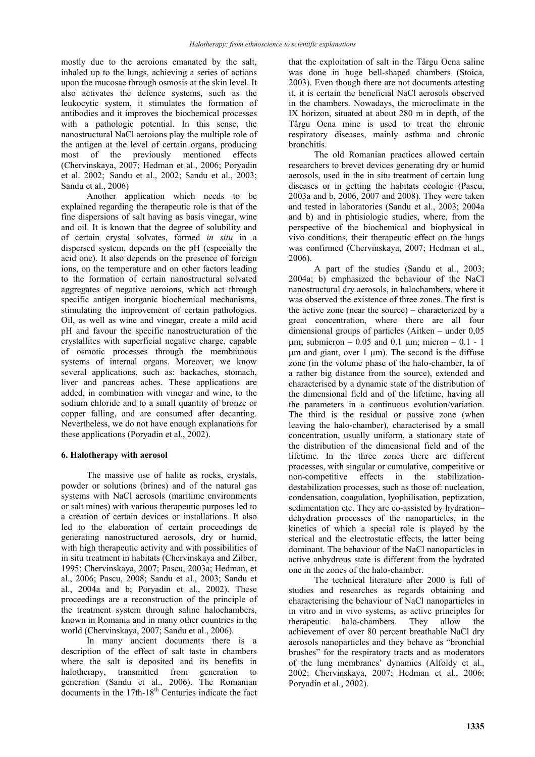mostly due to the aeroions emanated by the salt, inhaled up to the lungs, achieving a series of actions upon the mucosae through osmosis at the skin level. It also activates the defence systems, such as the leukocytic system, it stimulates the formation of antibodies and it improves the biochemical processes with a pathologic potential. In this sense, the nanostructural NaCl aeroions play the multiple role of the antigen at the level of certain organs, producing most of the previously mentioned effects (Chervinskaya, 2007; Hedman et al., 2006; Poryadin et al. 2002; Sandu et al., 2002; Sandu et al., 2003; Sandu et al., 2006)

Another application which needs to be explained regarding the therapeutic role is that of the fine dispersions of salt having as basis vinegar, wine and oil. It is known that the degree of solubility and of certain crystal solvates, formed *in situ* in a dispersed system, depends on the pH (especially the acid one). It also depends on the presence of foreign ions, on the temperature and on other factors leading to the formation of certain nanostructural solvated aggregates of negative aeroions, which act through specific antigen inorganic biochemical mechanisms, stimulating the improvement of certain pathologies. Oil, as well as wine and vinegar, create a mild acid pH and favour the specific nanostructuration of the crystallites with superficial negative charge, capable of osmotic processes through the membranous systems of internal organs. Moreover, we know several applications, such as: backaches, stomach, liver and pancreas aches. These applications are added, in combination with vinegar and wine, to the sodium chloride and to a small quantity of bronze or copper falling, and are consumed after decanting. Nevertheless, we do not have enough explanations for these applications (Poryadin et al., 2002).

## 6. Halotherapy with aerosol

The massive use of halite as rocks, crystals, powder or solutions (brines) and of the natural gas systems with NaCl aerosols (maritime environments or salt mines) with various therapeutic purposes led to a creation of certain devices or installations. It also led to the elaboration of certain proceedings de generating nanostructured aerosols, dry or humid, with high therapeutic activity and with possibilities of in situ treatment in habitats (Chervinskaya and Zilber, 1995; Chervinskaya, 2007; Pascu, 2003a; Hedman, et al., 2006; Pascu, 2008; Sandu et al., 2003; Sandu et al., 2004a and b; Poryadin et al., 2002). These proceedings are a reconstruction of the principle of the treatment system through saline halochambers, known in Romania and in many other countries in the world (Chervinskaya, 2007; Sandu et al., 2006).

In many ancient documents there is a description of the effect of salt taste in chambers where the salt is deposited and its benefits in halotherapy, transmitted from generation to generation (Sandu et al., 2006). The Romanian documents in the 17th-18th Centuries indicate the fact that the exploitation of salt in the Târgu Ocna saline was done in huge bell-shaped chambers (Stoica, 2003). Even though there are not documents attesting it, it is certain the beneficial NaCl aerosols observed in the chambers. Nowadays, the microclimate in the IX horizon, situated at about 280 m in depth, of the Târgu Ocna mine is used to treat the chronic respiratory diseases, mainly asthma and chronic bronchitis.

The old Romanian practices allowed certain researchers to brevet devices generating dry or humid aerosols, used in the in situ treatment of certain lung diseases or in getting the habitats ecologic (Pascu, 2003a and b, 2006, 2007 and 2008). They were taken and tested in laboratories (Sandu et al., 2003; 2004a and b) and in phtisiologic studies, where, from the perspective of the biochemical and biophysical in vivo conditions, their therapeutic effect on the lungs was confirmed (Chervinskaya, 2007; Hedman et al., 2006).

A part of the studies (Sandu et al., 2003; 2004a; b) emphasized the behaviour of the NaCl nanostructural dry aerosols, in halochambers, where it was observed the existence of three zones. The first is the active zone (near the source) – characterized by a great concentration, where there are all four dimensional groups of particles (Aitken – under 0,05 μm; submicron – 0.05 and 0.1 μm; micron – 0.1 - 1 μm and giant, over 1 μm). The second is the diffuse zone (in the volume phase of the halo-chamber, la of a rather big distance from the source), extended and characterised by a dynamic state of the distribution of the dimensional field and of the lifetime, having all the parameters in a continuous evolution/variation. The third is the residual or passive zone (when leaving the halo-chamber), characterised by a small concentration, usually uniform, a stationary state of the distribution of the dimensional field and of the lifetime. In the three zones there are different processes, with singular or cumulative, competitive or non-competitive effects in the stabilization-destabilization processes, such as those of: nucleation, condensation, coagulation, lyophilisation, peptization, sedimentation etc. They are co-assisted by hydration–dehydration processes of the nanoparticles, in the kinetics of which a special role is played by the sterical and the electrostatic effects, the latter being dominant. The behaviour of the NaCl nanoparticles in active anhydrous state is different from the hydrated one in the zones of the halo-chamber.

The technical literature after 2000 is full of studies and researches as regards obtaining and characterising the behaviour of NaCl nanoparticles in in vitro and in vivo systems, as active principles for therapeutic halo-chambers. They allow the achievement of over 80 percent breathable NaCl dry aerosols nanoparticles and they behave as "bronchial brushes" for the respiratory tracts and as moderators of the lung membranes' dynamics (Alfoldy et al., 2002; Chervinskaya, 2007; Hedman et al., 2006; Poryadin et al., 2002).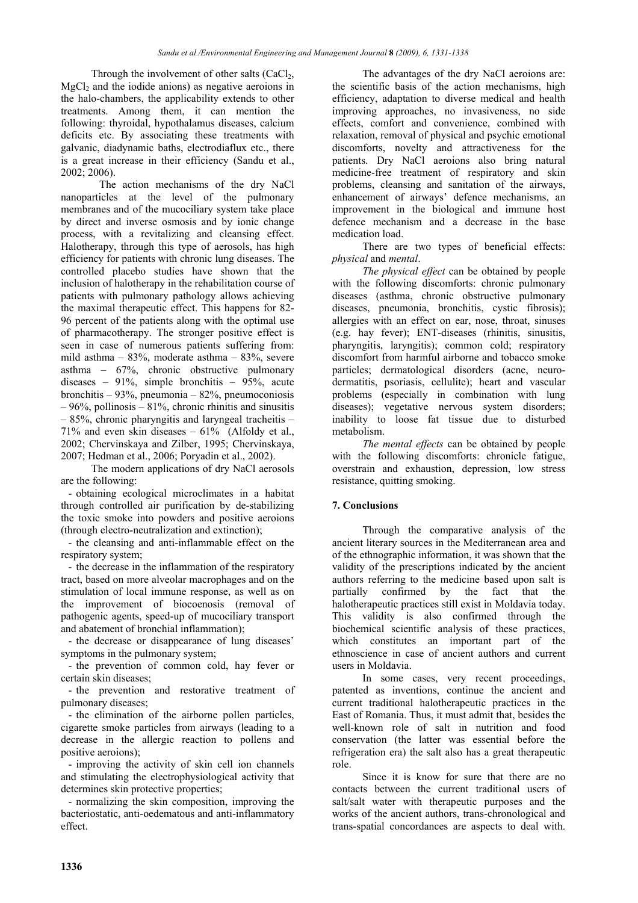Through the involvement of other salts ($CaCl_2$, $MgCl_2$ and the iodide anions) as negative aeroions in the halo-chambers, the applicability extends to other treatments. Among them, it can mention the following: thyroidal, hypothalamus diseases, calcium deficits etc. By associating these treatments with galvanic, diadynamic baths, electrodiaflux etc., there is a great increase in their efficiency (Sandu et al., 2002; 2006).

The action mechanisms of the dry NaCl nanoparticles at the level of the pulmonary membranes and of the mucociliary system take place by direct and inverse osmosis and by ionic change process, with a revitalizing and cleansing effect. Halotherapy, through this type of aerosols, has high efficiency for patients with chronic lung diseases. The controlled placebo studies have shown that the inclusion of halotherapy in the rehabilitation course of patients with pulmonary pathology allows achieving the maximal therapeutic effect. This happens for 82-96 percent of the patients along with the optimal use of pharmacotherapy. The stronger positive effect is seen in case of numerous patients suffering from: mild asthma – 83%, moderate asthma – 83%, severe asthma – 67%, chronic obstructive pulmonary diseases – 91%, simple bronchitis – 95%, acute bronchitis – 93%, pneumonia – 82%, pneumoconiosis – 96%, pollinosis – 81%, chronic rhinitis and sinusitis – 85%, chronic pharyngitis and laryngeal tracheitis – 71% and even skin diseases – 61% (Alfoldy et al., 2002; Chervinskaya and Zilber, 1995; Chervinskaya, 2007; Hedman et al., 2006; Poryadin et al., 2002).

The modern applications of dry NaCl aerosols are the following:

- obtaining ecological microclimates in a habitat through controlled air purification by de-stabilizing the toxic smoke into powders and positive aeroions (through electro-neutralization and extinction);
- the cleansing and anti-inflammable effect on the respiratory system;
- the decrease in the inflammation of the respiratory tract, based on more alveolar macrophages and on the stimulation of local immune response, as well as on the improvement of biocoenosis (removal of pathogenic agents, speed-up of mucociliary transport and abatement of bronchial inflammation);
- the decrease or disappearance of lung diseases' symptoms in the pulmonary system;
- the prevention of common cold, hay fever or certain skin diseases;
- the prevention and restorative treatment of pulmonary diseases;
- the elimination of the airborne pollen particles, cigarette smoke particles from airways (leading to a decrease in the allergic reaction to pollens and positive aeroions);
- improving the activity of skin cell ion channels and stimulating the electrophysiological activity that determines skin protective properties;
- normalizing the skin composition, improving the bacteriostatic, anti-oedematous and anti-inflammatory effect.

The advantages of the dry NaCl aeroions are: the scientific basis of the action mechanisms, high efficiency, adaptation to diverse medical and health improving approaches, no invasiveness, no side effects, comfort and convenience, combined with relaxation, removal of physical and psychic emotional discomforts, novelty and attractiveness for the patients. Dry NaCl aeroions also bring natural medicine-free treatment of respiratory and skin problems, cleansing and sanitation of the airways, enhancement of airways' defence mechanisms, an improvement in the biological and immune host defence mechanism and a decrease in the base medication load.

There are two types of beneficial effects: *physical* and *mental*.

*The physical effect* can be obtained by people with the following discomforts: chronic pulmonary diseases (asthma, chronic obstructive pulmonary diseases, pneumonia, bronchitis, cystic fibrosis); allergies with an effect on ear, nose, throat, sinuses (e.g. hay fever); ENT-diseases (rhinitis, sinusitis, pharyngitis, laryngitis); common cold; respiratory discomfort from harmful airborne and tobacco smoke particles; dermatological disorders (acne, neuro-dermatitis, psoriasis, cellulite); heart and vascular problems (especially in combination with lung diseases); vegetative nervous system disorders; inability to loose fat tissue due to disturbed metabolism.

*The mental effects* can be obtained by people with the following discomforts: chronicle fatigue, overstrain and exhaustion, depression, low stress resistance, quitting smoking.

## 7. Conclusions

Through the comparative analysis of the ancient literary sources in the Mediterranean area and of the ethnographic information, it was shown that the validity of the prescriptions indicated by the ancient authors referring to the medicine based upon salt is partially confirmed by the fact that the halotherapeutic practices still exist in Moldavia today. This validity is also confirmed through the biochemical scientific analysis of these practices, which constitutes an important part of the ethnoscience in case of ancient authors and current users in Moldavia.

In some cases, very recent proceedings, patented as inventions, continue the ancient and current traditional halotherapeutic practices in the East of Romania. Thus, it must admit that, besides the well-known role of salt in nutrition and food conservation (the latter was essential before the refrigeration era) the salt also has a great therapeutic role.

Since it is know for sure that there are no contacts between the current traditional users of salt/salt water with therapeutic purposes and the works of the ancient authors, trans-chronological and trans-spatial concordances are aspects to deal with.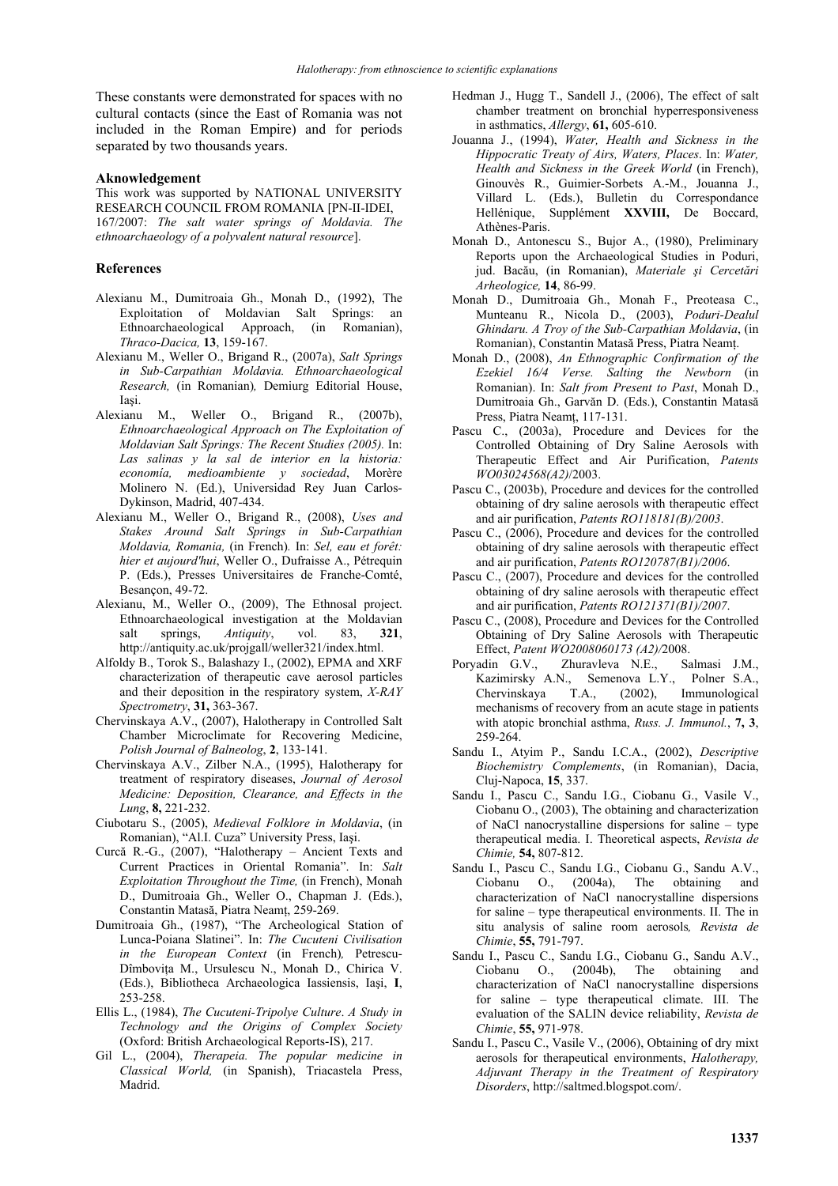These constants were demonstrated for spaces with no cultural contacts (since the East of Romania was not included in the Roman Empire) and for periods separated by two thousands years.

**Aknowledgement**

This work was supported by NATIONAL UNIVERSITY RESEARCH COUNCIL FROM ROMANIA [PN-II-IDEI, 167/2007: *The salt water springs of Moldavia. The ethnoarchaeology of a polyvalent natural resource*].

**References**

Alexianu M., Dumitroaia Gh., Monah D., (1992), The Exploitation of Moldavian Salt Springs: an Ethnoarchaeological Approach, (in Romanian), *Thraco-Dacica,* **13**, 159-167.

Alexianu M., Weller O., Brigand R., (2007a), *Salt Springs in Sub-Carpathian Moldavia. Ethnoarchaeological Research,* (in Romanian)*,* Demiurg Editorial House, Iaşi.

Alexianu M., Weller O., Brigand R., (2007b), *Ethnoarchaeological Approach on The Exploitation of Moldavian Salt Springs: The Recent Studies (2005).* In: *Las salinas y la sal de interior en la historia: economía, medioambiente y sociedad*, Morère Molinero N. (Ed.), Universidad Rey Juan Carlos-Dykinson, Madrid, 407-434.

Alexianu M., Weller O., Brigand R., (2008), *Uses and Stakes Around Salt Springs in Sub-Carpathian Moldavia, Romania,* (in French). In: *Sel, eau et forêt: hier et aujourd'hui*, Weller O., Dufraisse A., Pétrequin P. (Eds.), Presses Universitaires de Franche-Comté, Besançon, 49-72.

Alexianu, M., Weller O., (2009), The Ethnosal project. Ethnoarchaeological investigation at the Moldavian salt springs, *Antiquity*, vol. 83, **321**, http://antiquity.ac.uk/projgall/weller321/index.html.

Alfoldy B., Torok S., Balashazy I., (2002), EPMA and XRF characterization of therapeutic cave aerosol particles and their deposition in the respiratory system, *X-RAY Spectrometry*, **31,** 363-367.

Chervinskaya A.V., (2007), Halotherapy in Controlled Salt Chamber Microclimate for Recovering Medicine, *Polish Journal of Balneolog*, **2**, 133-141.

Chervinskaya A.V., Zilber N.A., (1995), Halotherapy for treatment of respiratory diseases, *Journal of Aerosol Medicine: Deposition, Clearance, and Effects in the Lung*, **8,** 221-232.

Ciubotaru S., (2005), *Medieval Folklore in Moldavia*, (in Romanian), "Al.I. Cuza" University Press, Iaşi.

Curcă R.-G., (2007), "Halotherapy – Ancient Texts and Current Practices in Oriental Romania". In: *Salt Exploitation Throughout the Time,* (in French), Monah D., Dumitroaia Gh., Weller O., Chapman J. (Eds.), Constantin Matasă, Piatra Neamţ, 259-269.

Dumitroaia Gh., (1987), "The Archeological Station of Lunca-Poiana Slatinei". In: *The Cucuteni Civilisation in the European Context* (in French)*,* Petrescu-Dîmboviţa M., Ursulescu N., Monah D., Chirica V. (Eds.), Bibliotheca Archaeologica Iassiensis, Iaşi, **I**, 253-258.

Ellis L., (1984), *The Cucuteni-Tripolye Culture*. *A Study in Technology and the Origins of Complex Society* (Oxford: British Archaeological Reports-IS), 217.

Gil L., (2004), *Therapeia. The popular medicine in Classical World,* (in Spanish), Triacastela Press, Madrid.

Hedman J., Hugg T., Sandell J., (2006), The effect of salt chamber treatment on bronchial hyperresponsiveness in asthmatics, *Allergy*, **61,** 605-610.

Jouanna J., (1994), *Water, Health and Sickness in the Hippocratic Treaty of Airs, Waters, Places*. In: *Water, Health and Sickness in the Greek World* (in French), Ginouvès R., Guimier-Sorbets A.-M., Jouanna J., Villard L. (Eds.), Bulletin du Correspondance Hellénique, Supplément **XXVIII,** De Boccard, Athènes-Paris.

Monah D., Antonescu S., Bujor A., (1980), Preliminary Reports upon the Archaeological Studies in Poduri, jud. Bacău, (in Romanian), *Materiale şi Cercetări Arheologice,* **14**, 86-99.

Monah D., Dumitroaia Gh., Monah F., Preoteasa C., Munteanu R., Nicola D., (2003), *Poduri-Dealul Ghindaru. A Troy of the Sub-Carpathian Moldavia*, (in Romanian), Constantin Matasă Press, Piatra Neamţ.

Monah D., (2008), *An Ethnographic Confirmation of the Ezekiel 16/4 Verse. Salting the Newborn* (in Romanian). In: *Salt from Present to Past*, Monah D., Dumitroaia Gh., Garvăn D. (Eds.), Constantin Matasă Press, Piatra Neamţ, 117-131.

Pascu C., (2003a), Procedure and Devices for the Controlled Obtaining of Dry Saline Aerosols with Therapeutic Effect and Air Purification, *Patents WO03024568(A2)*/2003.

Pascu C., (2003b), Procedure and devices for the controlled obtaining of dry saline aerosols with therapeutic effect and air purification, *Patents RO118181(B)/2003*.

Pascu C., (2006), Procedure and devices for the controlled obtaining of dry saline aerosols with therapeutic effect and air purification, *Patents RO120787(B1)/2006*.

Pascu C., (2007), Procedure and devices for the controlled obtaining of dry saline aerosols with therapeutic effect and air purification, *Patents RO121371(B1)/2007*.

Pascu C., (2008), Procedure and Devices for the Controlled Obtaining of Dry Saline Aerosols with Therapeutic Effect, *Patent WO2008060173 (A2)/*2008.

Poryadin G.V., Zhuravleva N.E., Salmasi J.M., Kazimirsky A.N., Semenova L.Y., Polner S.A., Chervinskaya T.A., (2002), Immunological mechanisms of recovery from an acute stage in patients with atopic bronchial asthma, *Russ. J. Immunol.*, **7, 3**, 259-264.

Sandu I., Atyim P., Sandu I.C.A., (2002), *Descriptive Biochemistry Complements*, (in Romanian), Dacia, Cluj-Napoca, **15**, 337.

Sandu I., Pascu C., Sandu I.G., Ciobanu G., Vasile V., Ciobanu O., (2003), The obtaining and characterization of NaCl nanocrystalline dispersions for saline – type therapeutical media. I. Theoretical aspects, *Revista de Chimie,* **54,** 807-812.

Sandu I., Pascu C., Sandu I.G., Ciobanu G., Sandu A.V., Ciobanu O., (2004a), The obtaining and characterization of NaCl nanocrystalline dispersions for saline – type therapeutical environments. II. The in situ analysis of saline room aerosols*, Revista de Chimie*, **55,** 791-797.

Sandu I., Pascu C., Sandu I.G., Ciobanu G., Sandu A.V., Ciobanu O., (2004b), The obtaining and characterization of NaCl nanocrystalline dispersions for saline – type therapeutical climate. III. The evaluation of the SALIN device reliability, *Revista de Chimie*, **55,** 971-978.

Sandu I., Pascu C., Vasile V., (2006), Obtaining of dry mixt aerosols for therapeutical environments, *Halotherapy, Adjuvant Therapy in the Treatment of Respiratory Disorders*, http://saltmed.blogspot.com/.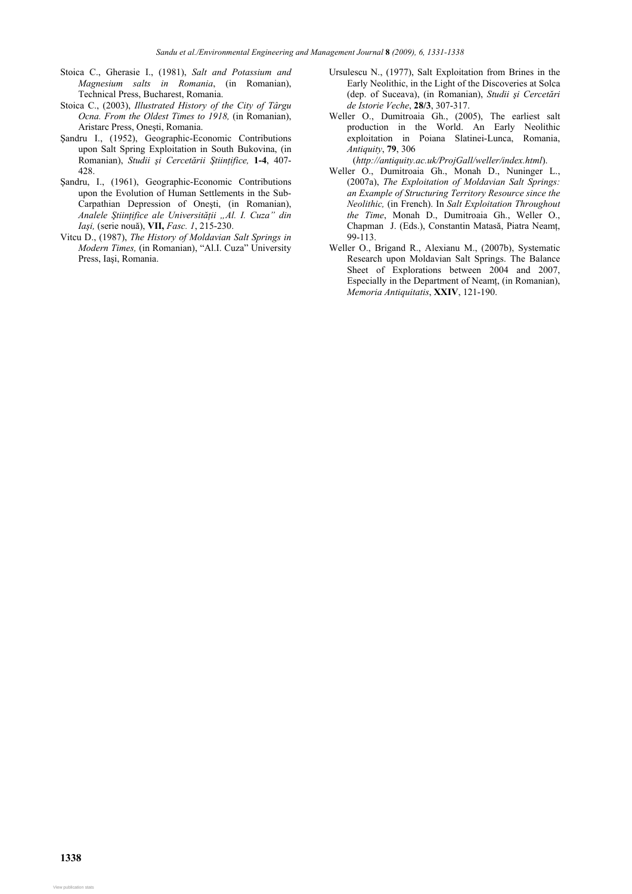Stoica C., Gherasie I., (1981), *Salt and Potassium and Magnesium salts in Romania*, (in Romanian), Technical Press, Bucharest, Romania.

Stoica C., (2003), *Illustrated History of the City of Târgu Ocna. From the Oldest Times to 1918,* (in Romanian), Aristarc Press, Oneşti, Romania.

Şandru I., (1952), Geographic-Economic Contributions upon Salt Spring Exploitation in South Bukovina, (in Romanian), *Studii şi Cercetării Ştiinţifice,* **1-4**, 407-428.

Şandru, I., (1961), Geographic-Economic Contributions upon the Evolution of Human Settlements in the Sub-Carpathian Depression of Oneşti, (in Romanian), *Analele Ştiinţifice ale Universităţii „Al. I. Cuza" din Iaşi,* (serie nouă), **VII,** *Fasc. 1*, 215-230.

Vitcu D., (1987), *The History of Moldavian Salt Springs in Modern Times,* (in Romanian), "Al.I. Cuza" University Press, Iaşi, Romania.

Ursulescu N., (1977), Salt Exploitation from Brines in the Early Neolithic, in the Light of the Discoveries at Solca (dep. of Suceava), (in Romanian), *Studii şi Cercetări de Istorie Veche*, **28/3**, 307-317.

Weller O., Dumitroaia Gh., (2005), The earliest salt production in the World. An Early Neolithic exploitation in Poiana Slatinei-Lunca, Romania, *Antiquity*, **79**, 306 (*http://antiquity.ac.uk/ProjGall/weller/index.html*).

Weller O., Dumitroaia Gh., Monah D., Nuninger L., (2007a), *The Exploitation of Moldavian Salt Springs: an Example of Structuring Territory Resource since the Neolithic,* (in French). In *Salt Exploitation Throughout the Time*, Monah D., Dumitroaia Gh., Weller O., Chapman J. (Eds.), Constantin Matasă, Piatra Neamţ, 99-113.

Weller O., Brigand R., Alexianu M., (2007b), Systematic Research upon Moldavian Salt Springs. The Balance Sheet of Explorations between 2004 and 2007, Especially in the Department of Neamţ, (in Romanian), *Memoria Antiquitatis*, **XXIV**, 121-190.